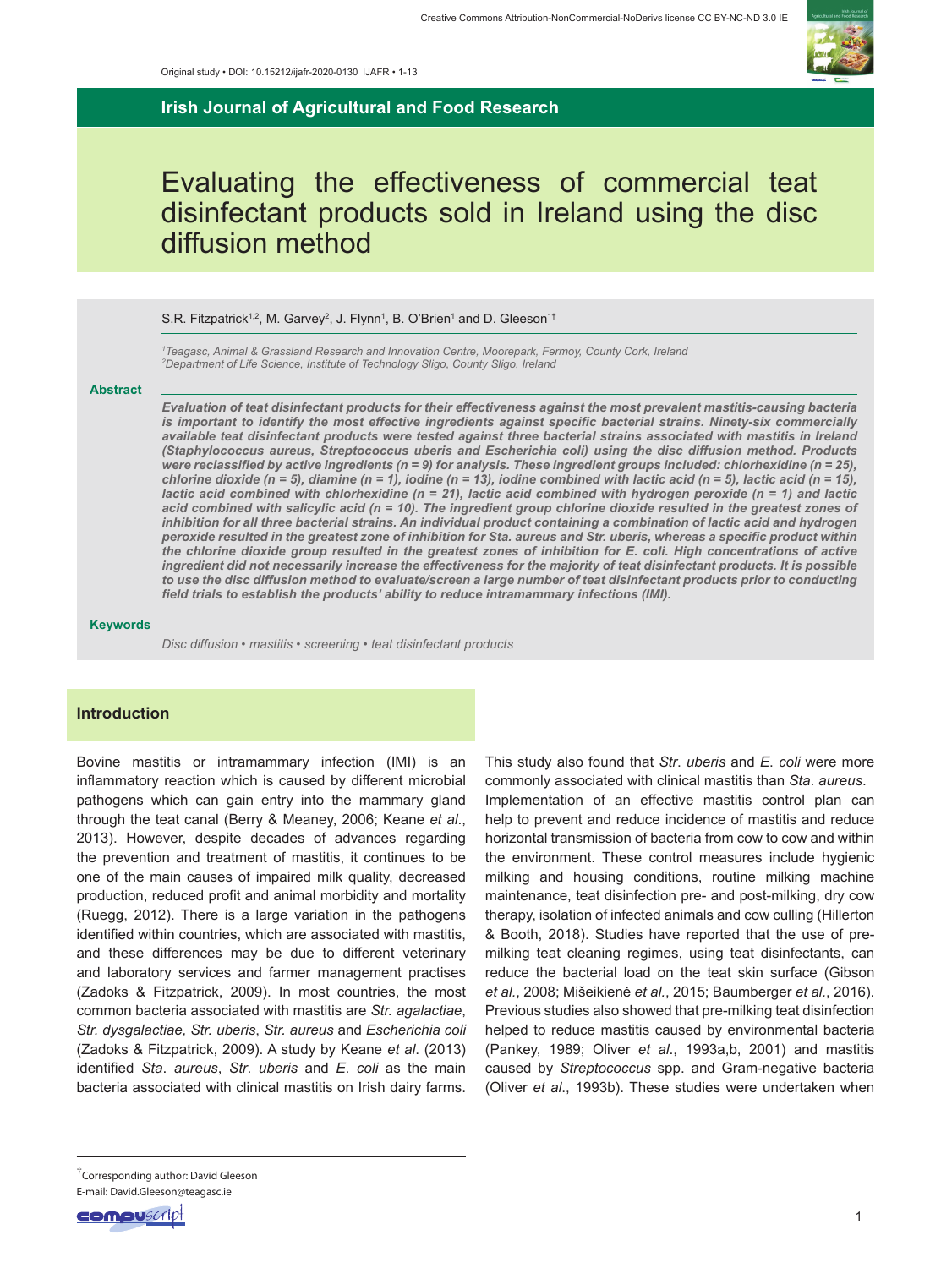Creative Commons Attribution-NonCommercial-NoDerivs license CC BY-NC-ND 3.0 IE

Original study • DOI: 10.15212/ijafr-2020-0130 IJAFR • 1-13

**Irish Journal of Agricultural and Food Research**

# Evaluating the effectiveness of commercial teat disinfectant products sold in Ireland using the disc diffusion method

S.R. Fitzpatrick[1,2], M. Garvey[2], J. Flynn[1], B. O'Brien[1] and D. Gleeson[1†]

*[1]Teagasc, Animal & Grassland Research and Innovation Centre, Moorepark, Fermoy, County Cork, Ireland*
*[2]Department of Life Science, Institute of Technology Sligo, County Sligo, Ireland*

## Abstract

***Evaluation of teat disinfectant products for their effectiveness against the most prevalent mastitis-causing bacteria is important to identify the most effective ingredients against specific bacterial strains. Ninety-six commercially available teat disinfectant products were tested against three bacterial strains associated with mastitis in Ireland (Staphylococcus aureus, Streptococcus uberis and Escherichia coli) using the disc diffusion method. Products were reclassified by active ingredients (n = 9) for analysis. These ingredient groups included: chlorhexidine (n = 25), chlorine dioxide (n = 5), diamine (n = 1), iodine (n = 13), iodine combined with lactic acid (n = 5), lactic acid (n = 15), lactic acid combined with chlorhexidine (n = 21), lactic acid combined with hydrogen peroxide (n = 1) and lactic acid combined with salicylic acid (n = 10). The ingredient group chlorine dioxide resulted in the greatest zones of inhibition for all three bacterial strains. An individual product containing a combination of lactic acid and hydrogen peroxide resulted in the greatest zone of inhibition for Sta. aureus and Str. uberis, whereas a specific product within the chlorine dioxide group resulted in the greatest zones of inhibition for E. coli. High concentrations of active ingredient did not necessarily increase the effectiveness for the majority of teat disinfectant products. It is possible to use the disc diffusion method to evaluate/screen a large number of teat disinfectant products prior to conducting field trials to establish the products' ability to reduce intramammary infections (IMI).***

## Keywords

*Disc diffusion • mastitis • screening • teat disinfectant products*

## Introduction

Bovine mastitis or intramammary infection (IMI) is an inflammatory reaction which is caused by different microbial pathogens which can gain entry into the mammary gland through the teat canal (Berry & Meaney, 2006; Keane *et al*., 2013). However, despite decades of advances regarding the prevention and treatment of mastitis, it continues to be one of the main causes of impaired milk quality, decreased production, reduced profit and animal morbidity and mortality (Ruegg, 2012). There is a large variation in the pathogens identified within countries, which are associated with mastitis, and these differences may be due to different veterinary and laboratory services and farmer management practises (Zadoks & Fitzpatrick, 2009). In most countries, the most common bacteria associated with mastitis are *Str. agalactiae*, *Str. dysgalactiae, Str. uberis*, *Str. aureus* and *Escherichia coli* (Zadoks & Fitzpatrick, 2009). A study by Keane *et al*. (2013) identified *Sta*. *aureus*, *Str*. *uberis* and *E*. *coli* as the main bacteria associated with clinical mastitis on Irish dairy farms. This study also found that *Str*. *uberis* and *E*. *coli* were more commonly associated with clinical mastitis than *Sta*. *aureus*. Implementation of an effective mastitis control plan can help to prevent and reduce incidence of mastitis and reduce horizontal transmission of bacteria from cow to cow and within the environment. These control measures include hygienic milking and housing conditions, routine milking machine maintenance, teat disinfection pre- and post-milking, dry cow therapy, isolation of infected animals and cow culling (Hillerton & Booth, 2018). Studies have reported that the use of pre-milking teat cleaning regimes, using teat disinfectants, can reduce the bacterial load on the teat skin surface (Gibson *et al.*, 2008; Mišeikienė *et al.*, 2015; Baumberger *et al.*, 2016). Previous studies also showed that pre-milking teat disinfection helped to reduce mastitis caused by environmental bacteria (Pankey, 1989; Oliver *et al*., 1993a,b, 2001) and mastitis caused by *Streptococcus* spp. and Gram-negative bacteria (Oliver *et al*., 1993b). These studies were undertaken when

[†]Corresponding author: David Gleeson
E-mail: David.Gleeson@teagasc.ie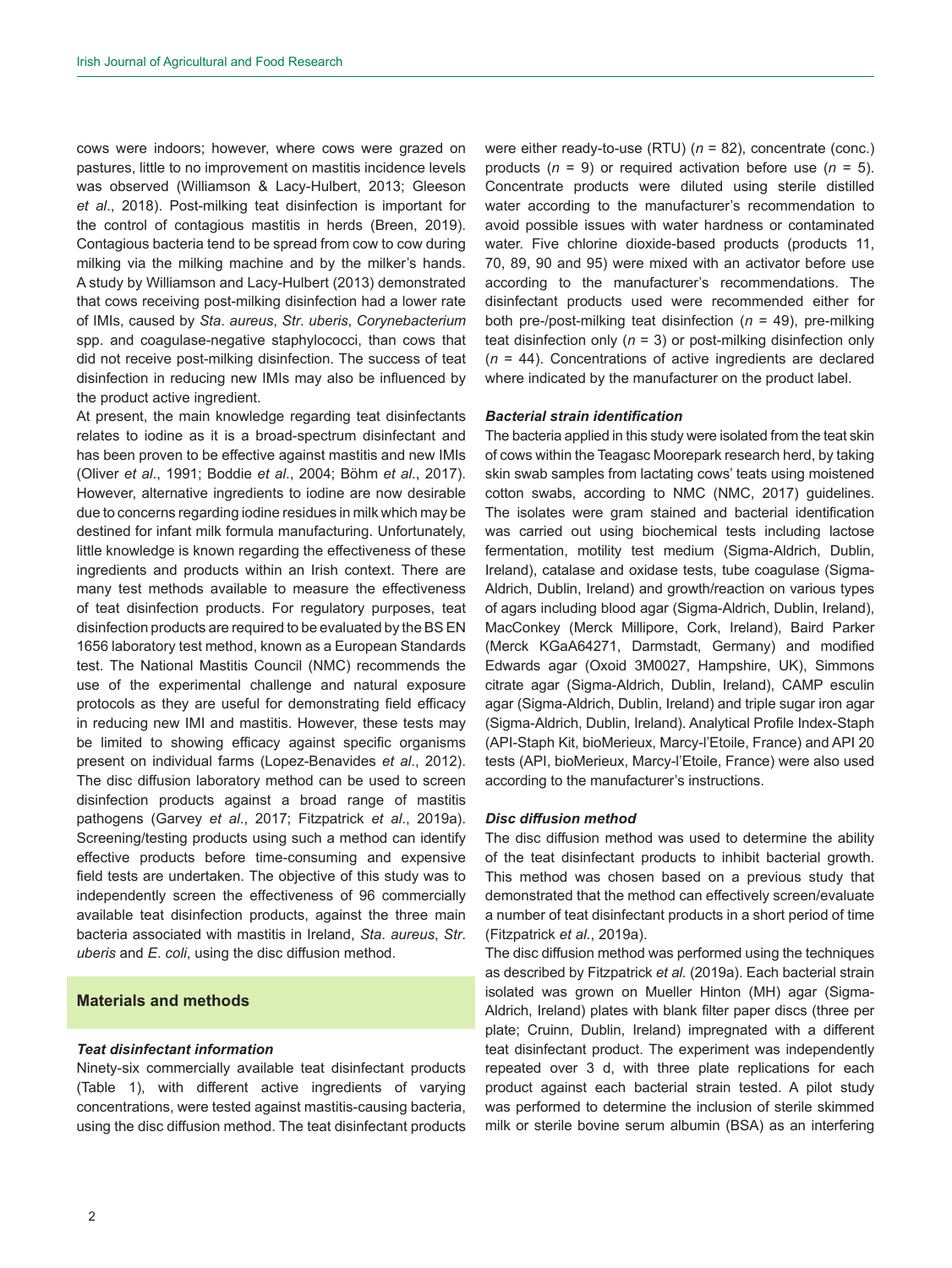cows were indoors; however, where cows were grazed on pastures, little to no improvement on mastitis incidence levels was observed (Williamson & Lacy-Hulbert, 2013; Gleeson *et al*., 2018). Post-milking teat disinfection is important for the control of contagious mastitis in herds (Breen, 2019). Contagious bacteria tend to be spread from cow to cow during milking via the milking machine and by the milker's hands. A study by Williamson and Lacy-Hulbert (2013) demonstrated that cows receiving post-milking disinfection had a lower rate of IMIs, caused by *Sta*. *aureus*, *Str*. *uberis*, *Corynebacterium* spp. and coagulase-negative staphylococci, than cows that did not receive post-milking disinfection. The success of teat disinfection in reducing new IMIs may also be influenced by the product active ingredient.

At present, the main knowledge regarding teat disinfectants relates to iodine as it is a broad-spectrum disinfectant and has been proven to be effective against mastitis and new IMIs (Oliver *et al*., 1991; Boddie *et al*., 2004; Böhm *et al*., 2017). However, alternative ingredients to iodine are now desirable due to concerns regarding iodine residues in milk which may be destined for infant milk formula manufacturing. Unfortunately, little knowledge is known regarding the effectiveness of these ingredients and products within an Irish context. There are many test methods available to measure the effectiveness of teat disinfection products. For regulatory purposes, teat disinfection products are required to be evaluated by the BS EN 1656 laboratory test method, known as a European Standards test. The National Mastitis Council (NMC) recommends the use of the experimental challenge and natural exposure protocols as they are useful for demonstrating field efficacy in reducing new IMI and mastitis. However, these tests may be limited to showing efficacy against specific organisms present on individual farms (Lopez-Benavides *et al*., 2012). The disc diffusion laboratory method can be used to screen disinfection products against a broad range of mastitis pathogens (Garvey *et al*., 2017; Fitzpatrick *et al*., 2019a). Screening/testing products using such a method can identify effective products before time-consuming and expensive field tests are undertaken. The objective of this study was to independently screen the effectiveness of 96 commercially available teat disinfection products, against the three main bacteria associated with mastitis in Ireland, *Sta*. *aureus*, *Str*. *uberis* and *E*. *coli*, using the disc diffusion method.

## Materials and methods

### *Teat disinfectant information*

Ninety-six commercially available teat disinfectant products (Table 1), with different active ingredients of varying concentrations, were tested against mastitis-causing bacteria, using the disc diffusion method. The teat disinfectant products were either ready-to-use (RTU) ($n$ = 82), concentrate (conc.) products ($n$ = 9) or required activation before use ($n$ = 5). Concentrate products were diluted using sterile distilled water according to the manufacturer's recommendation to avoid possible issues with water hardness or contaminated water. Five chlorine dioxide-based products (products 11, 70, 89, 90 and 95) were mixed with an activator before use according to the manufacturer's recommendations. The disinfectant products used were recommended either for both pre-/post-milking teat disinfection ($n$ = 49), pre-milking teat disinfection only ($n$ = 3) or post-milking disinfection only ($n$ = 44). Concentrations of active ingredients are declared where indicated by the manufacturer on the product label.

### *Bacterial strain identification*

The bacteria applied in this study were isolated from the teat skin of cows within the Teagasc Moorepark research herd, by taking skin swab samples from lactating cows' teats using moistened cotton swabs, according to NMC (NMC, 2017) guidelines. The isolates were gram stained and bacterial identification was carried out using biochemical tests including lactose fermentation, motility test medium (Sigma-Aldrich, Dublin, Ireland), catalase and oxidase tests, tube coagulase (Sigma-Aldrich, Dublin, Ireland) and growth/reaction on various types of agars including blood agar (Sigma-Aldrich, Dublin, Ireland), MacConkey (Merck Millipore, Cork, Ireland), Baird Parker (Merck KGaA64271, Darmstadt, Germany) and modified Edwards agar (Oxoid 3M0027, Hampshire, UK), Simmons citrate agar (Sigma-Aldrich, Dublin, Ireland), CAMP esculin agar (Sigma-Aldrich, Dublin, Ireland) and triple sugar iron agar (Sigma-Aldrich, Dublin, Ireland). Analytical Profile Index-Staph (API-Staph Kit, bioMerieux, Marcy-l'Etoile, France) and API 20 tests (API, bioMerieux, Marcy-l'Etoile, France) were also used according to the manufacturer's instructions.

### *Disc diffusion method*

The disc diffusion method was used to determine the ability of the teat disinfectant products to inhibit bacterial growth. This method was chosen based on a previous study that demonstrated that the method can effectively screen/evaluate a number of teat disinfectant products in a short period of time (Fitzpatrick *et al*., 2019a).

The disc diffusion method was performed using the techniques as described by Fitzpatrick *et al*. (2019a). Each bacterial strain isolated was grown on Mueller Hinton (MH) agar (Sigma-Aldrich, Ireland) plates with blank filter paper discs (three per plate; Cruinn, Dublin, Ireland) impregnated with a different teat disinfectant product. The experiment was independently repeated over 3 d, with three plate replications for each product against each bacterial strain tested. A pilot study was performed to determine the inclusion of sterile skimmed milk or sterile bovine serum albumin (BSA) as an interfering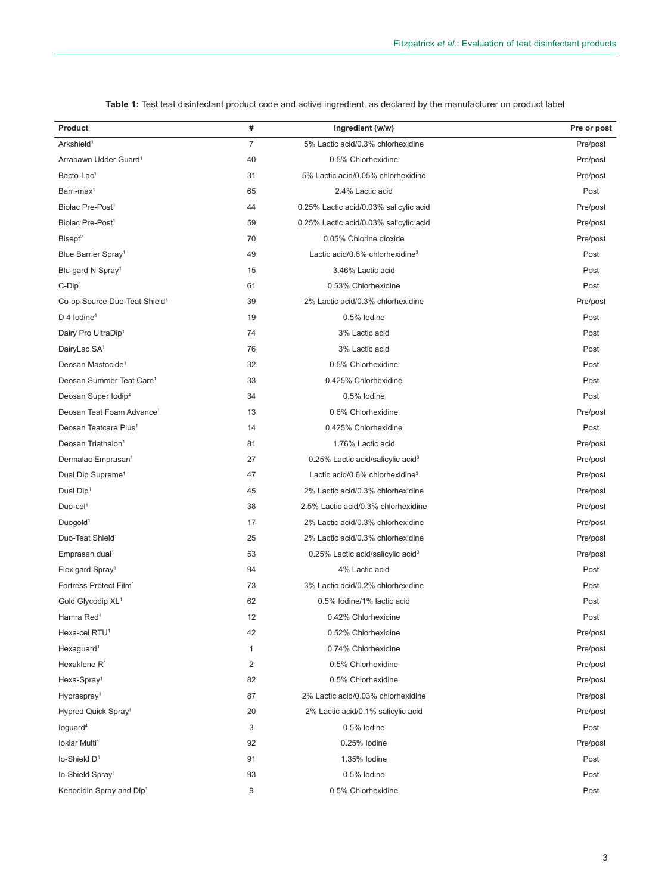**Table 1:** Test teat disinfectant product code and active ingredient, as declared by the manufacturer on product label

| Product | # | Ingredient (w/w) | Pre or post |
|---|---|---|---|
| Arkshield[1] | 7 | 5% Lactic acid/0.3% chlorhexidine | Pre/post |
| Arrabawn Udder Guard[1] | 40 | 0.5% Chlorhexidine | Pre/post |
| Bacto-Lac[1] | 31 | 5% Lactic acid/0.05% chlorhexidine | Pre/post |
| Barri-max[1] | 65 | 2.4% Lactic acid | Post |
| Biolac Pre-Post[1] | 44 | 0.25% Lactic acid/0.03% salicylic acid | Pre/post |
| Biolac Pre-Post[1] | 59 | 0.25% Lactic acid/0.03% salicylic acid | Pre/post |
| Bisept[2] | 70 | 0.05% Chlorine dioxide | Pre/post |
| Blue Barrier Spray[1] | 49 | Lactic acid/0.6% chlorhexidine[3] | Post |
| Blu-gard N Spray[1] | 15 | 3.46% Lactic acid | Post |
| C-Dip[1] | 61 | 0.53% Chlorhexidine | Post |
| Co-op Source Duo-Teat Shield[1] | 39 | 2% Lactic acid/0.3% chlorhexidine | Pre/post |
| D 4 Iodine[4] | 19 | 0.5% Iodine | Post |
| Dairy Pro UltraDip[1] | 74 | 3% Lactic acid | Post |
| DairyLac SA[1] | 76 | 3% Lactic acid | Post |
| Deosan Mastocide[1] | 32 | 0.5% Chlorhexidine | Post |
| Deosan Summer Teat Care[1] | 33 | 0.425% Chlorhexidine | Post |
| Deosan Super Iodip[4] | 34 | 0.5% Iodine | Post |
| Deosan Teat Foam Advance[1] | 13 | 0.6% Chlorhexidine | Pre/post |
| Deosan Teatcare Plus[1] | 14 | 0.425% Chlorhexidine | Post |
| Deosan Triathalon[1] | 81 | 1.76% Lactic acid | Pre/post |
| Dermalac Emprasan[1] | 27 | 0.25% Lactic acid/salicylic acid[3] | Pre/post |
| Dual Dip Supreme[1] | 47 | Lactic acid/0.6% chlorhexidine[3] | Pre/post |
| Dual Dip[1] | 45 | 2% Lactic acid/0.3% chlorhexidine | Pre/post |
| Duo-cel[1] | 38 | 2.5% Lactic acid/0.3% chlorhexidine | Pre/post |
| Duogold[1] | 17 | 2% Lactic acid/0.3% chlorhexidine | Pre/post |
| Duo-Teat Shield[1] | 25 | 2% Lactic acid/0.3% chlorhexidine | Pre/post |
| Emprasan dual[1] | 53 | 0.25% Lactic acid/salicylic acid[3] | Pre/post |
| Flexigard Spray[1] | 94 | 4% Lactic acid | Post |
| Fortress Protect Film[1] | 73 | 3% Lactic acid/0.2% chlorhexidine | Post |
| Gold Glycodip XL[1] | 62 | 0.5% Iodine/1% lactic acid | Post |
| Hamra Red[1] | 12 | 0.42% Chlorhexidine | Post |
| Hexa-cel RTU[1] | 42 | 0.52% Chlorhexidine | Pre/post |
| Hexaguard[1] | 1 | 0.74% Chlorhexidine | Pre/post |
| Hexaklene R[1] | 2 | 0.5% Chlorhexidine | Pre/post |
| Hexa-Spray[1] | 82 | 0.5% Chlorhexidine | Pre/post |
| Hypraspray[1] | 87 | 2% Lactic acid/0.03% chlorhexidine | Pre/post |
| Hypred Quick Spray[1] | 20 | 2% Lactic acid/0.1% salicylic acid | Pre/post |
| Ioguard[4] | 3 | 0.5% Iodine | Post |
| Ioklar Multi[1] | 92 | 0.25% Iodine | Pre/post |
| Io-Shield D[1] | 91 | 1.35% Iodine | Post |
| Io-Shield Spray[1] | 93 | 0.5% Iodine | Post |
| Kenocidin Spray and Dip[1] | 9 | 0.5% Chlorhexidine | Post |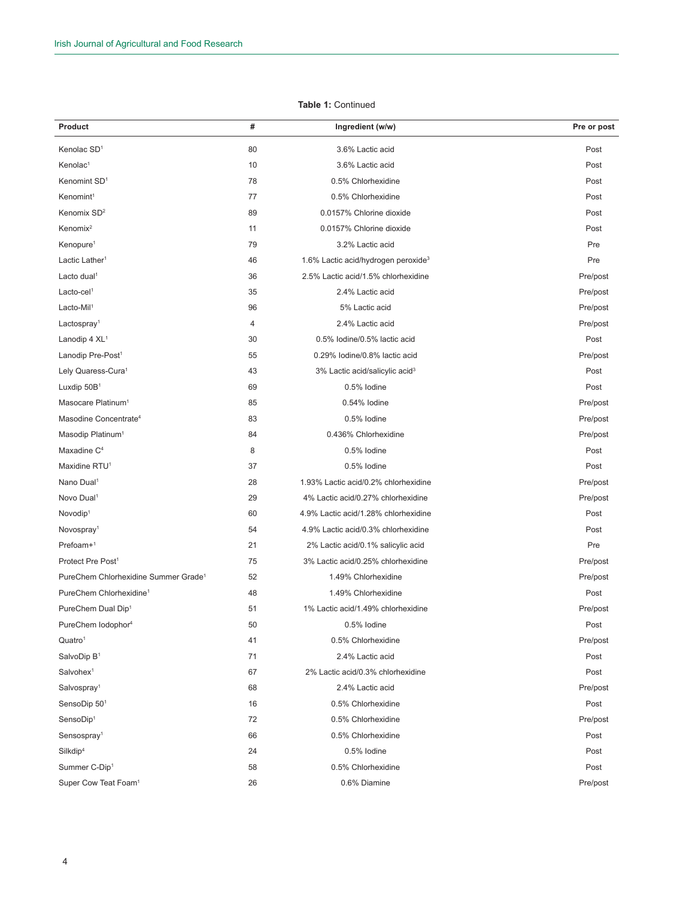**Table 1:** Continued

| Product | # | Ingredient (w/w) | Pre or post |
|---|---|---|---|
| Kenolac SD[1] | 80 | 3.6% Lactic acid | Post |
| Kenolac[1] | 10 | 3.6% Lactic acid | Post |
| Kenomint SD[1] | 78 | 0.5% Chlorhexidine | Post |
| Kenomint[1] | 77 | 0.5% Chlorhexidine | Post |
| Kenomix SD[2] | 89 | 0.0157% Chlorine dioxide | Post |
| Kenomix[2] | 11 | 0.0157% Chlorine dioxide | Post |
| Kenopure[1] | 79 | 3.2% Lactic acid | Pre |
| Lactic Lather[1] | 46 | 1.6% Lactic acid/hydrogen peroxide[3] | Pre |
| Lacto dual[1] | 36 | 2.5% Lactic acid/1.5% chlorhexidine | Pre/post |
| Lacto-cel[1] | 35 | 2.4% Lactic acid | Pre/post |
| Lacto-Mil[1] | 96 | 5% Lactic acid | Pre/post |
| Lactospray[1] | 4 | 2.4% Lactic acid | Pre/post |
| Lanodip 4 XL[1] | 30 | 0.5% Iodine/0.5% lactic acid | Post |
| Lanodip Pre-Post[1] | 55 | 0.29% Iodine/0.8% lactic acid | Pre/post |
| Lely Quaress-Cura[1] | 43 | 3% Lactic acid/salicylic acid[3] | Post |
| Luxdip 50B[1] | 69 | 0.5% Iodine | Post |
| Masocare Platinum[1] | 85 | 0.54% Iodine | Pre/post |
| Masodine Concentrate[4] | 83 | 0.5% Iodine | Pre/post |
| Masodip Platinum[1] | 84 | 0.436% Chlorhexidine | Pre/post |
| Maxadine C[4] | 8 | 0.5% Iodine | Post |
| Maxidine RTU[1] | 37 | 0.5% Iodine | Post |
| Nano Dual[1] | 28 | 1.93% Lactic acid/0.2% chlorhexidine | Pre/post |
| Novo Dual[1] | 29 | 4% Lactic acid/0.27% chlorhexidine | Pre/post |
| Novodip[1] | 60 | 4.9% Lactic acid/1.28% chlorhexidine | Post |
| Novospray[1] | 54 | 4.9% Lactic acid/0.3% chlorhexidine | Post |
| Prefoam+[1] | 21 | 2% Lactic acid/0.1% salicylic acid | Pre |
| Protect Pre Post[1] | 75 | 3% Lactic acid/0.25% chlorhexidine | Pre/post |
| PureChem Chlorhexidine Summer Grade[1] | 52 | 1.49% Chlorhexidine | Pre/post |
| PureChem Chlorhexidine[1] | 48 | 1.49% Chlorhexidine | Post |
| PureChem Dual Dip[1] | 51 | 1% Lactic acid/1.49% chlorhexidine | Pre/post |
| PureChem Iodophor[4] | 50 | 0.5% Iodine | Post |
| Quatro[1] | 41 | 0.5% Chlorhexidine | Pre/post |
| SalvoDip B[1] | 71 | 2.4% Lactic acid | Post |
| Salvohex[1] | 67 | 2% Lactic acid/0.3% chlorhexidine | Post |
| Salvospray[1] | 68 | 2.4% Lactic acid | Pre/post |
| SensoDip 50[1] | 16 | 0.5% Chlorhexidine | Post |
| SensoDip[1] | 72 | 0.5% Chlorhexidine | Pre/post |
| Sensospray[1] | 66 | 0.5% Chlorhexidine | Post |
| Silkdip[4] | 24 | 0.5% Iodine | Post |
| Summer C-Dip[1] | 58 | 0.5% Chlorhexidine | Post |
| Super Cow Teat Foam[1] | 26 | 0.6% Diamine | Pre/post |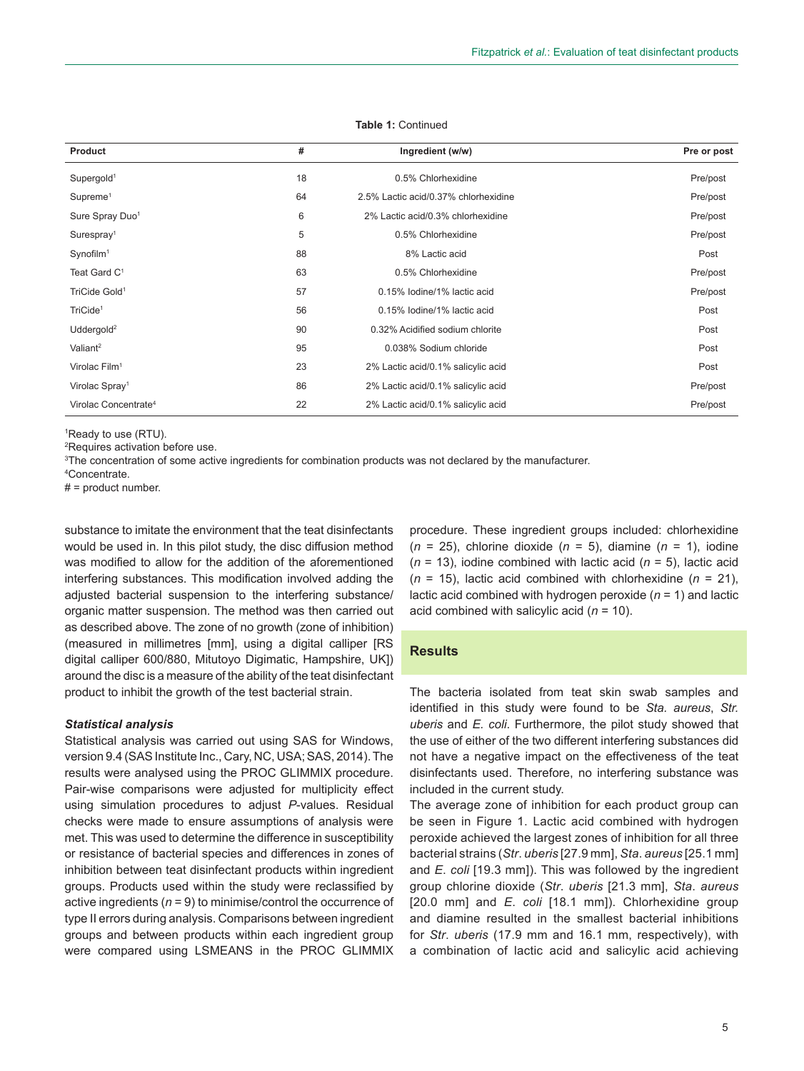**Table 1:** Continued

| Product | # | Ingredient (w/w) | Pre or post |
|---|---|---|---|
| Supergold[1] | 18 | 0.5% Chlorhexidine | Pre/post |
| Supreme[1] | 64 | 2.5% Lactic acid/0.37% chlorhexidine | Pre/post |
| Sure Spray Duo[1] | 6 | 2% Lactic acid/0.3% chlorhexidine | Pre/post |
| Surespray[1] | 5 | 0.5% Chlorhexidine | Pre/post |
| Synofilm[1] | 88 | 8% Lactic acid | Post |
| Teat Gard C[1] | 63 | 0.5% Chlorhexidine | Pre/post |
| TriCide Gold[1] | 57 | 0.15% Iodine/1% lactic acid | Pre/post |
| TriCide[1] | 56 | 0.15% Iodine/1% lactic acid | Post |
| Uddergold[2] | 90 | 0.32% Acidified sodium chlorite | Post |
| Valiant[2] | 95 | 0.038% Sodium chloride | Post |
| Virolac Film[1] | 23 | 2% Lactic acid/0.1% salicylic acid | Post |
| Virolac Spray[1] | 86 | 2% Lactic acid/0.1% salicylic acid | Pre/post |
| Virolac Concentrate[4] | 22 | 2% Lactic acid/0.1% salicylic acid | Pre/post |

[1]Ready to use (RTU).
[2]Requires activation before use.
[3]The concentration of some active ingredients for combination products was not declared by the manufacturer.
[4]Concentrate.
# = product number.

substance to imitate the environment that the teat disinfectants would be used in. In this pilot study, the disc diffusion method was modified to allow for the addition of the aforementioned interfering substances. This modification involved adding the adjusted bacterial suspension to the interfering substance/organic matter suspension. The method was then carried out as described above. The zone of no growth (zone of inhibition) (measured in millimetres [mm], using a digital calliper [RS digital calliper 600/880, Mitutoyo Digimatic, Hampshire, UK]) around the disc is a measure of the ability of the teat disinfectant product to inhibit the growth of the test bacterial strain.

### *Statistical analysis*

Statistical analysis was carried out using SAS for Windows, version 9.4 (SAS Institute Inc., Cary, NC, USA; SAS, 2014). The results were analysed using the PROC GLIMMIX procedure. Pair-wise comparisons were adjusted for multiplicity effect using simulation procedures to adjust *P*-values. Residual checks were made to ensure assumptions of analysis were met. This was used to determine the difference in susceptibility or resistance of bacterial species and differences in zones of inhibition between teat disinfectant products within ingredient groups. Products used within the study were reclassified by active ingredients ($n$ = 9) to minimise/control the occurrence of type II errors during analysis. Comparisons between ingredient groups and between products within each ingredient group were compared using LSMEANS in the PROC GLIMMIX procedure. These ingredient groups included: chlorhexidine ($n$ = 25), chlorine dioxide ($n$ = 5), diamine ($n$ = 1), iodine ($n$ = 13), iodine combined with lactic acid ($n$ = 5), lactic acid ($n$ = 15), lactic acid combined with chlorhexidine ($n$ = 21), lactic acid combined with hydrogen peroxide ($n$ = 1) and lactic acid combined with salicylic acid ($n$ = 10).

## Results

The bacteria isolated from teat skin swab samples and identified in this study were found to be *Sta. aureus*, *Str. uberis* and *E. coli*. Furthermore, the pilot study showed that the use of either of the two different interfering substances did not have a negative impact on the effectiveness of the teat disinfectants used. Therefore, no interfering substance was included in the current study.

The average zone of inhibition for each product group can be seen in Figure 1. Lactic acid combined with hydrogen peroxide achieved the largest zones of inhibition for all three bacterial strains (*Str. uberis* [27.9 mm], *Sta. aureus* [25.1 mm] and *E. coli* [19.3 mm]). This was followed by the ingredient group chlorine dioxide (*Str. uberis* [21.3 mm], *Sta. aureus* [20.0 mm] and *E. coli* [18.1 mm]). Chlorhexidine group and diamine resulted in the smallest bacterial inhibitions for *Str. uberis* (17.9 mm and 16.1 mm, respectively), with a combination of lactic acid and salicylic acid achieving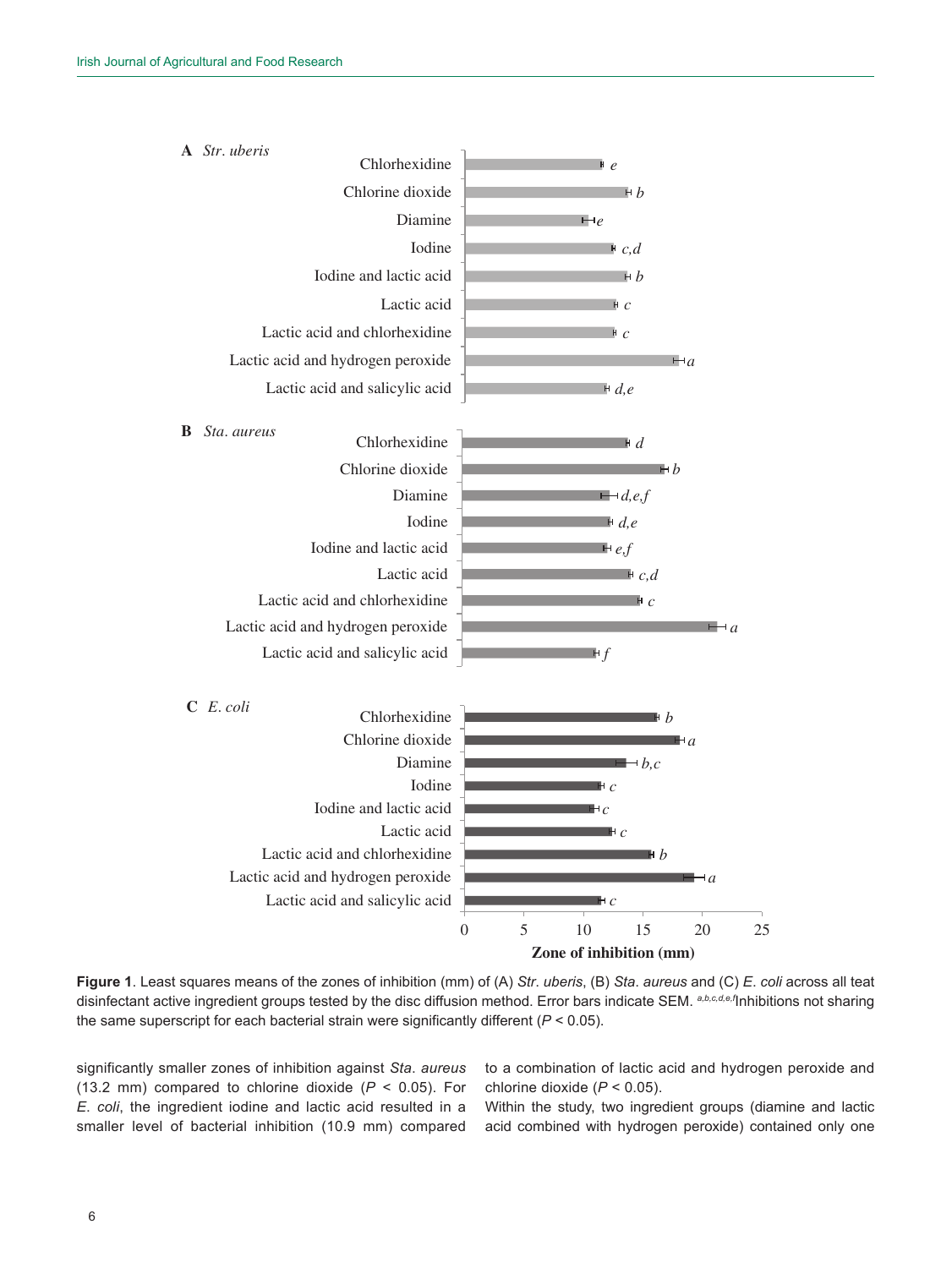**Figure 1**. Least squares means of the zones of inhibition (mm) of (A) *Str. uberis*, (B) *Sta. aureus* and (C) *E. coli* across all teat disinfectant active ingredient groups tested by the disc diffusion method. Error bars indicate SEM. [a,b,c,d,e,f]Inhibitions not sharing the same superscript for each bacterial strain were significantly different ($P < 0.05$).

significantly smaller zones of inhibition against *Sta. aureus* (13.2 mm) compared to chlorine dioxide ($P < 0.05$). For *E. coli*, the ingredient iodine and lactic acid resulted in a smaller level of bacterial inhibition (10.9 mm) compared to a combination of lactic acid and hydrogen peroxide and chlorine dioxide ($P < 0.05$).

Within the study, two ingredient groups (diamine and lactic acid combined with hydrogen peroxide) contained only one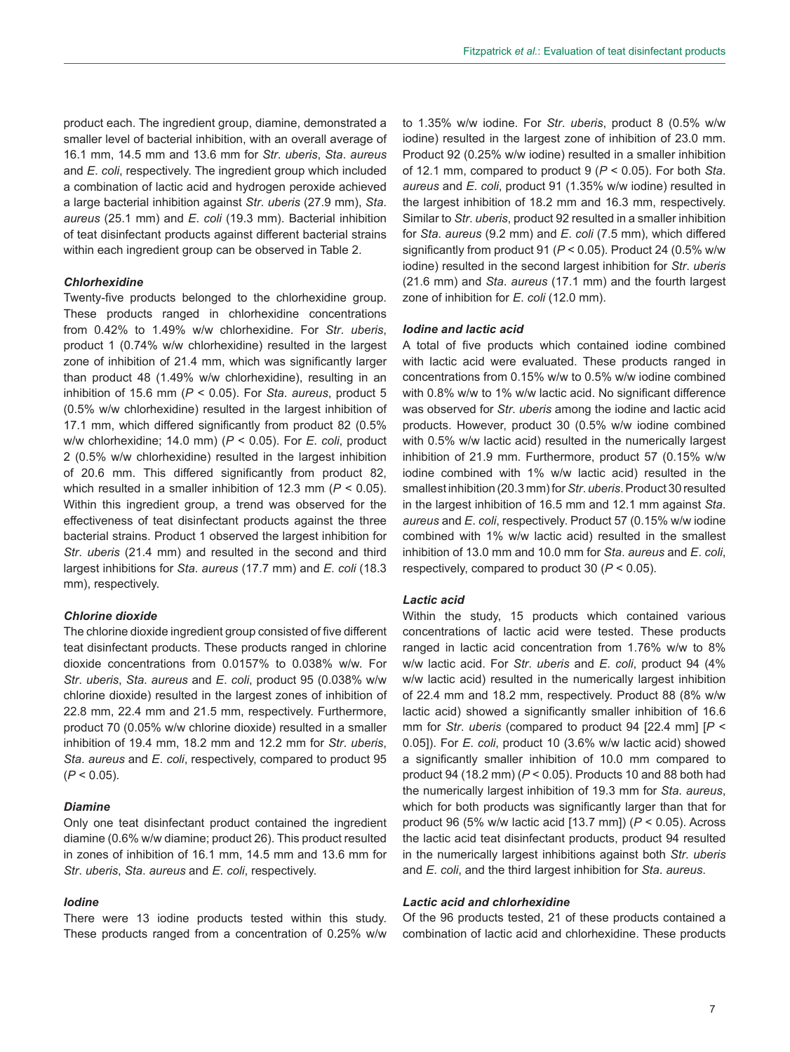product each. The ingredient group, diamine, demonstrated a smaller level of bacterial inhibition, with an overall average of 16.1 mm, 14.5 mm and 13.6 mm for *Str*. *uberis*, *Sta*. *aureus* and *E*. *coli*, respectively. The ingredient group which included a combination of lactic acid and hydrogen peroxide achieved a large bacterial inhibition against *Str*. *uberis* (27.9 mm), *Sta*. *aureus* (25.1 mm) and *E*. *coli* (19.3 mm). Bacterial inhibition of teat disinfectant products against different bacterial strains within each ingredient group can be observed in Table 2.

#### *Chlorhexidine*

Twenty-five products belonged to the chlorhexidine group. These products ranged in chlorhexidine concentrations from 0.42% to 1.49% w/w chlorhexidine. For *Str*. *uberis*, product 1 (0.74% w/w chlorhexidine) resulted in the largest zone of inhibition of 21.4 mm, which was significantly larger than product 48 (1.49% w/w chlorhexidine), resulting in an inhibition of 15.6 mm ($P < 0.05$). For *Sta*. *aureus*, product 5 (0.5% w/w chlorhexidine) resulted in the largest inhibition of 17.1 mm, which differed significantly from product 82 (0.5% w/w chlorhexidine; 14.0 mm) ($P < 0.05$). For *E*. *coli*, product 2 (0.5% w/w chlorhexidine) resulted in the largest inhibition of 20.6 mm. This differed significantly from product 82, which resulted in a smaller inhibition of 12.3 mm ($P < 0.05$). Within this ingredient group, a trend was observed for the effectiveness of teat disinfectant products against the three bacterial strains. Product 1 observed the largest inhibition for *Str*. *uberis* (21.4 mm) and resulted in the second and third largest inhibitions for *Sta*. *aureus* (17.7 mm) and *E*. *coli* (18.3 mm), respectively.

#### *Chlorine dioxide*

The chlorine dioxide ingredient group consisted of five different teat disinfectant products. These products ranged in chlorine dioxide concentrations from 0.0157% to 0.038% w/w. For *Str*. *uberis*, *Sta*. *aureus* and *E*. *coli*, product 95 (0.038% w/w chlorine dioxide) resulted in the largest zones of inhibition of 22.8 mm, 22.4 mm and 21.5 mm, respectively. Furthermore, product 70 (0.05% w/w chlorine dioxide) resulted in a smaller inhibition of 19.4 mm, 18.2 mm and 12.2 mm for *Str*. *uberis*, *Sta*. *aureus* and *E*. *coli*, respectively, compared to product 95 ($P < 0.05$).

#### *Diamine*

Only one teat disinfectant product contained the ingredient diamine (0.6% w/w diamine; product 26). This product resulted in zones of inhibition of 16.1 mm, 14.5 mm and 13.6 mm for *Str*. *uberis*, *Sta*. *aureus* and *E*. *coli*, respectively.

#### *Iodine*

There were 13 iodine products tested within this study. These products ranged from a concentration of 0.25% w/w to 1.35% w/w iodine. For *Str*. *uberis*, product 8 (0.5% w/w iodine) resulted in the largest zone of inhibition of 23.0 mm. Product 92 (0.25% w/w iodine) resulted in a smaller inhibition of 12.1 mm, compared to product 9 ($P < 0.05$). For both *Sta*. *aureus* and *E*. *coli*, product 91 (1.35% w/w iodine) resulted in the largest inhibition of 18.2 mm and 16.3 mm, respectively. Similar to *Str*. *uberis*, product 92 resulted in a smaller inhibition for *Sta*. *aureus* (9.2 mm) and *E*. *coli* (7.5 mm), which differed significantly from product 91 ($P < 0.05$). Product 24 (0.5% w/w iodine) resulted in the second largest inhibition for *Str*. *uberis* (21.6 mm) and *Sta*. *aureus* (17.1 mm) and the fourth largest zone of inhibition for *E*. *coli* (12.0 mm).

#### *Iodine and lactic acid*

A total of five products which contained iodine combined with lactic acid were evaluated. These products ranged in concentrations from 0.15% w/w to 0.5% w/w iodine combined with 0.8% w/w to 1% w/w lactic acid. No significant difference was observed for *Str*. *uberis* among the iodine and lactic acid products. However, product 30 (0.5% w/w iodine combined with 0.5% w/w lactic acid) resulted in the numerically largest inhibition of 21.9 mm. Furthermore, product 57 (0.15% w/w iodine combined with 1% w/w lactic acid) resulted in the smallest inhibition (20.3 mm) for *Str*. *uberis*. Product 30 resulted in the largest inhibition of 16.5 mm and 12.1 mm against *Sta*. *aureus* and *E*. *coli*, respectively. Product 57 (0.15% w/w iodine combined with 1% w/w lactic acid) resulted in the smallest inhibition of 13.0 mm and 10.0 mm for *Sta*. *aureus* and *E*. *coli*, respectively, compared to product 30 ($P < 0.05$).

#### *Lactic acid*

Within the study, 15 products which contained various concentrations of lactic acid were tested. These products ranged in lactic acid concentration from 1.76% w/w to 8% w/w lactic acid. For *Str*. *uberis* and *E*. *coli*, product 94 (4% w/w lactic acid) resulted in the numerically largest inhibition of 22.4 mm and 18.2 mm, respectively. Product 88 (8% w/w lactic acid) showed a significantly smaller inhibition of 16.6 mm for *Str*. *uberis* (compared to product 94 [22.4 mm] [$P < 0.05$]). For *E*. *coli*, product 10 (3.6% w/w lactic acid) showed a significantly smaller inhibition of 10.0 mm compared to product 94 (18.2 mm) ($P < 0.05$). Products 10 and 88 both had the numerically largest inhibition of 19.3 mm for *Sta*. *aureus*, which for both products was significantly larger than that for product 96 (5% w/w lactic acid [13.7 mm]) ($P < 0.05$). Across the lactic acid teat disinfectant products, product 94 resulted in the numerically largest inhibitions against both *Str*. *uberis* and *E*. *coli*, and the third largest inhibition for *Sta*. *aureus*.

#### *Lactic acid and chlorhexidine*

Of the 96 products tested, 21 of these products contained a combination of lactic acid and chlorhexidine. These products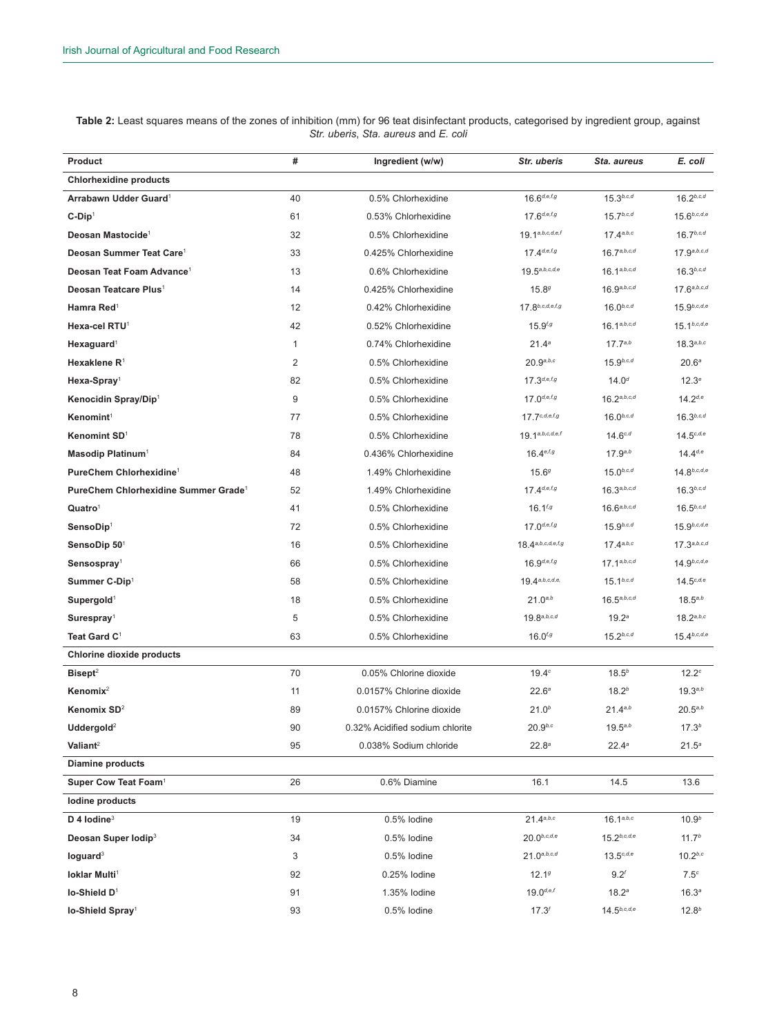**Table 2:** Least squares means of the zones of inhibition (mm) for 96 teat disinfectant products, categorised by ingredient group, against *Str. uberis*, *Sta. aureus* and *E. coli*

| Product | # | Ingredient (w/w) | *Str. uberis* | *Sta. aureus* | *E. coli* |
|---|---|---|---|---|---|
| **Chlorhexidine products** | | | | | |
| **Arrabawn Udder Guard**[1] | 40 | 0.5% Chlorhexidine | 16.6[d,e,f,g] | 15.3[b,c,d] | 16.2[b,c,d] |
| **C-Dip**[1] | 61 | 0.53% Chlorhexidine | 17.6[d,e,f,g] | 15.7[b,c,d] | 15.6[b,c,d,e] |
| **Deosan Mastocide**[1] | 32 | 0.5% Chlorhexidine | 19.1[a,b,c,d,e,f] | 17.4[a,b,c] | 16.7[b,c,d] |
| **Deosan Summer Teat Care**[1] | 33 | 0.425% Chlorhexidine | 17.4[d,e,f,g] | 16.7[a,b,c,d] | 17.9[a,b,c,d] |
| **Deosan Teat Foam Advance**[1] | 13 | 0.6% Chlorhexidine | 19.5[a,b,c,d,e] | 16.1[a,b,c,d] | 16.3[b,c,d] |
| **Deosan Teatcare Plus**[1] | 14 | 0.425% Chlorhexidine | 15.8[g] | 16.9[a,b,c,d] | 17.6[a,b,c,d] |
| **Hamra Red**[1] | 12 | 0.42% Chlorhexidine | 17.8[b,c,d,e,f,g] | 16.0[b,c,d] | 15.9[b,c,d,e] |
| **Hexa-cel RTU**[1] | 42 | 0.52% Chlorhexidine | 15.9[f,g] | 16.1[a,b,c,d] | 15.1[b,c,d,e] |
| **Hexaguard**[1] | 1 | 0.74% Chlorhexidine | 21.4[a] | 17.7[a,b] | 18.3[a,b,c] |
| **Hexaklene R**[1] | 2 | 0.5% Chlorhexidine | 20.9[a,b,c] | 15.9[b,c,d] | 20.6[a] |
| **Hexa-Spray**[1] | 82 | 0.5% Chlorhexidine | 17.3[d,e,f,g] | 14.0[d] | 12.3[e] |
| **Kenocidin Spray/Dip**[1] | 9 | 0.5% Chlorhexidine | 17.0[d,e,f,g] | 16.2[a,b,c,d] | 14.2[d,e] |
| **Kenomint**[1] | 77 | 0.5% Chlorhexidine | 17.7[c,d,e,f,g] | 16.0[b,c,d] | 16.3[b,c,d] |
| **Kenomint SD**[1] | 78 | 0.5% Chlorhexidine | 19.1[a,b,c,d,e,f] | 14.6[c,d] | 14.5[c,d,e] |
| **Masodip Platinum**[1] | 84 | 0.436% Chlorhexidine | 16.4[e,f,g] | 17.9[a,b] | 14.4[d,e] |
| **PureChem Chlorhexidine**[1] | 48 | 1.49% Chlorhexidine | 15.6[g] | 15.0[b,c,d] | 14.8[b,c,d,e] |
| **PureChem Chlorhexidine Summer Grade**[1] | 52 | 1.49% Chlorhexidine | 17.4[d,e,f,g] | 16.3[a,b,c,d] | 16.3[b,c,d] |
| **Quatro**[1] | 41 | 0.5% Chlorhexidine | 16.1[f,g] | 16.6[a,b,c,d] | 16.5[b,c,d] |
| **SensoDip**[1] | 72 | 0.5% Chlorhexidine | 17.0[d,e,f,g] | 15.9[b,c,d] | 15.9[b,c,d,e] |
| **SensoDip 50**[1] | 16 | 0.5% Chlorhexidine | 18.4[a,b,c,d,e,f,g] | 17.4[a,b,c] | 17.3[a,b,c,d] |
| **Sensospray**[1] | 66 | 0.5% Chlorhexidine | 16.9[d,e,f,g] | 17.1[a,b,c,d] | 14.9[b,c,d,e] |
| **Summer C-Dip**[1] | 58 | 0.5% Chlorhexidine | 19.4[a,b,c,d,e,] | 15.1[b,c,d] | 14.5[c,d,e] |
| **Supergold**[1] | 18 | 0.5% Chlorhexidine | 21.0[a,b] | 16.5[a,b,c,d] | 18.5[a,b] |
| **Surespray**[1] | 5 | 0.5% Chlorhexidine | 19.8[a,b,c,d] | 19.2[a] | 18.2[a,b,c] |
| **Teat Gard C**[1] | 63 | 0.5% Chlorhexidine | 16.0[f,g] | 15.2[b,c,d] | 15.4[b,c,d,e] |
| **Chlorine dioxide products** | | | | | |
| **Bisept**[2] | 70 | 0.05% Chlorine dioxide | 19.4[c] | 18.5[b] | 12.2[c] |
| **Kenomix**[2] | 11 | 0.0157% Chlorine dioxide | 22.6[a] | 18.2[b] | 19.3[a,b] |
| **Kenomix SD**[2] | 89 | 0.0157% Chlorine dioxide | 21.0[b] | 21.4[a,b] | 20.5[a,b] |
| **Uddergold**[2] | 90 | 0.32% Acidified sodium chlorite | 20.9[b,c] | 19.5[a,b] | 17.3[b] |
| **Valiant**[2] | 95 | 0.038% Sodium chloride | 22.8[a] | 22.4[a] | 21.5[a] |
| **Diamine products** | | | | | |
| **Super Cow Teat Foam**[1] | 26 | 0.6% Diamine | 16.1 | 14.5 | 13.6 |
| **Iodine products** | | | | | |
| **D 4 Iodine**[3] | 19 | 0.5% Iodine | 21.4[a,b,c] | 16.1[a,b,c] | 10.9[b] |
| **Deosan Super Iodip**[3] | 34 | 0.5% Iodine | 20.0[b,c,d,e] | 15.2[b,c,d,e] | 11.7[b] |
| **Ioguard**[3] | 3 | 0.5% Iodine | 21.0[a,b,c,d] | 13.5[c,d,e] | 10.2[b,c] |
| **Ioklar Multi**[1] | 92 | 0.25% Iodine | 12.1[g] | 9.2[f] | 7.5[c] |
| **Io-Shield D**[1] | 91 | 1.35% Iodine | 19.0[d,e,f] | 18.2[a] | 16.3[a] |
| **Io-Shield Spray**[1] | 93 | 0.5% Iodine | 17.3[f] | 14.5[b,c,d,e] | 12.8[b] |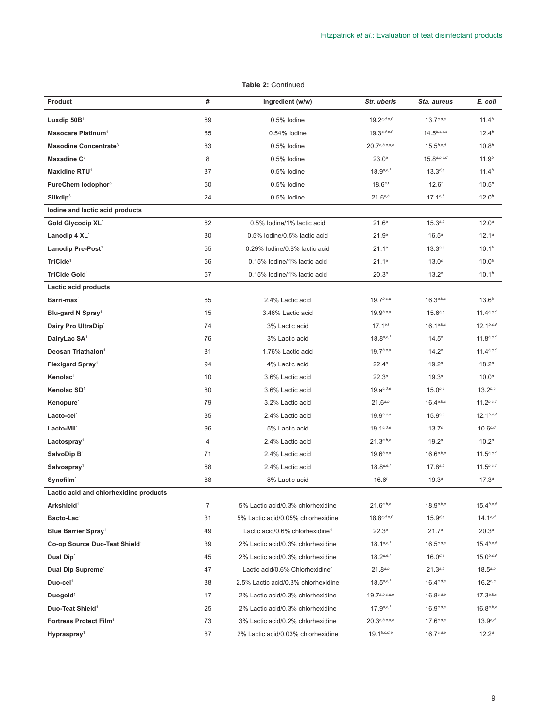**Table 2:** Continued

| Product | # | Ingredient (w/w) | *Str. uberis* | *Sta. aureus* | *E. coli* |
|---|---|---|---|---|---|
| **Luxdip 50B**[1] | 69 | 0.5% Iodine | 19.2[c,d,e,f] | 13.7[c,d,e] | 11.4[b] |
| **Masocare Platinum**[1] | 85 | 0.54% Iodine | 19.3[c,d,e,f] | 14.5[b,c,d,e] | 12.4[b] |
| **Masodine Concentrate**[3] | 83 | 0.5% Iodine | 20.7[a,b,c,d,e] | 15.5[b,c,d] | 10.8[b] |
| **Maxadine C**[3] | 8 | 0.5% Iodine | 23.0[a] | 15.8[a,b,c,d] | 11.9[b] |
| **Maxidine RTU**[1] | 37 | 0.5% Iodine | 18.9[d,e,f] | 13.3[d,e] | 11.4[b] |
| **PureChem Iodophor**[3] | 50 | 0.5% Iodine | 18.6[e,f] | 12.6[f] | 10.5[b] |
| **Silkdip**[3] | 24 | 0.5% Iodine | 21.6[a,b] | 17.1[a,b] | 12.0[b] |
| **Iodine and lactic acid products** | | | | | |
| **Gold Glycodip XL**[1] | 62 | 0.5% Iodine/1% lactic acid | 21.6[a] | 15.3[a,b] | 12.0[a] |
| **Lanodip 4 XL**[1] | 30 | 0.5% Iodine/0.5% lactic acid | 21.9[a] | 16.5[a] | 12.1[a] |
| **Lanodip Pre-Post**[1] | 55 | 0.29% Iodine/0.8% lactic acid | 21.1[a] | 13.3[b,c] | 10.1[b] |
| **TriCide**[1] | 56 | 0.15% Iodine/1% lactic acid | 21.1[a] | 13.0[c] | 10.0[b] |
| **TriCide Gold**[1] | 57 | 0.15% Iodine/1% lactic acid | 20.3[a] | 13.2[c] | 10.1[b] |
| **Lactic acid products** | | | | | |
| **Barri-max**[1] | 65 | 2.4% Lactic acid | 19.7[b,c,d] | 16.3[a,b,c] | 13.6[b] |
| **Blu-gard N Spray**[1] | 15 | 3.46% Lactic acid | 19.9[b,c,d] | 15.6[b,c] | 11.4[b,c,d] |
| **Dairy Pro UltraDip**[1] | 74 | 3% Lactic acid | 17.1[e,f] | 16.1[a,b,c] | 12.1[b,c,d] |
| **DairyLac SA**[1] | 76 | 3% Lactic acid | 18.8[d,e,f] | 14.5[c] | 11.8[b,c,d] |
| **Deosan Triathalon**[1] | 81 | 1.76% Lactic acid | 19.7[b,c,d] | 14.2[c] | 11.4[b,c,d] |
| **Flexigard Spray**[1] | 94 | 4% Lactic acid | 22.4[a] | 19.2[a] | 18.2[a] |
| **Kenolac**[1] | 10 | 3.6% Lactic acid | 22.3[a] | 19.3[a] | 10.0[d] |
| **Kenolac SD**[1] | 80 | 3.6% Lactic acid | 19.a[c,d,e] | 15.0[b,c] | 13.2[b,c] |
| **Kenopure**[1] | 79 | 3.2% Lactic acid | 21.6[a,b] | 16.4[a,b,c] | 11.2[b,c,d] |
| **Lacto-cel**[1] | 35 | 2.4% Lactic acid | 19.9[b,c,d] | 15.9[b,c] | 12.1[b,c,d] |
| **Lacto-Mil**[1] | 96 | 5% Lactic acid | 19.1[c,d,e] | 13.7[c] | 10.6[c,d] |
| **Lactospray**[1] | 4 | 2.4% Lactic acid | 21.3[a,b,c] | 19.2[a] | 10.2[d] |
| **SalvoDip B**[1] | 71 | 2.4% Lactic acid | 19.6[b,c,d] | 16.6[a,b,c] | 11.5[b,c,d] |
| **Salvospray**[1] | 68 | 2.4% Lactic acid | 18.8[d,e,f] | 17.8[a,b] | 11.5[b,c,d] |
| **Synofilm**[1] | 88 | 8% Lactic acid | 16.6[f] | 19.3[a] | 17.3[a] |
| **Lactic acid and chlorhexidine products** | | | | | |
| **Arkshield**[1] | 7 | 5% Lactic acid/0.3% chlorhexidine | 21.6[a,b,c] | 18.9[a,b,c] | 15.4[b,c,d] |
| **Bacto-Lac**[1] | 31 | 5% Lactic acid/0.05% chlorhexidine | 18.8[c,d,e,f] | 15.9[d,e] | 14.1[c,d] |
| **Blue Barrier Spray**[1] | 49 | Lactic acid/0.6% chlorhexidine[4] | 22.3[a] | 21.7[a] | 20.3[a] |
| **Co-op Source Duo-Teat Shield**[1] | 39 | 2% Lactic acid/0.3% chlorhexidine | 18.1[d,e,f] | 16.5[c,d,e] | 15.4[b,c,d] |
| **Dual Dip**[1] | 45 | 2% Lactic acid/0.3% chlorhexidine | 18.2[d,e,f] | 16.0[d,e] | 15.0[b,c,d] |
| **Dual Dip Supreme**[1] | 47 | Lactic acid/0.6% Chlorhexidine[4] | 21.8[a,b] | 21.3[a,b] | 18.5[a,b] |
| **Duo-cel**[1] | 38 | 2.5% Lactic acid/0.3% chlorhexidine | 18.5[d,e,f] | 16.4[c,d,e] | 16.2[b,c] |
| **Duogold**[1] | 17 | 2% Lactic acid/0.3% chlorhexidine | 19.7[a,b,c,d,e] | 16.8[c,d,e] | 17.3[a,b,c] |
| **Duo-Teat Shield**[1] | 25 | 2% Lactic acid/0.3% chlorhexidine | 17.9[d,e,f] | 16.9[c,d,e] | 16.8[a,b,c] |
| **Fortress Protect Film**[1] | 73 | 3% Lactic acid/0.2% chlorhexidine | 20.3[a,b,c,d,e] | 17.6[c,d,e] | 13.9[c,d] |
| **Hypraspray**[1] | 87 | 2% Lactic acid/0.03% chlorhexidine | 19.1[b,c,d,e] | 16.7[c,d,e] | 12.2[d] |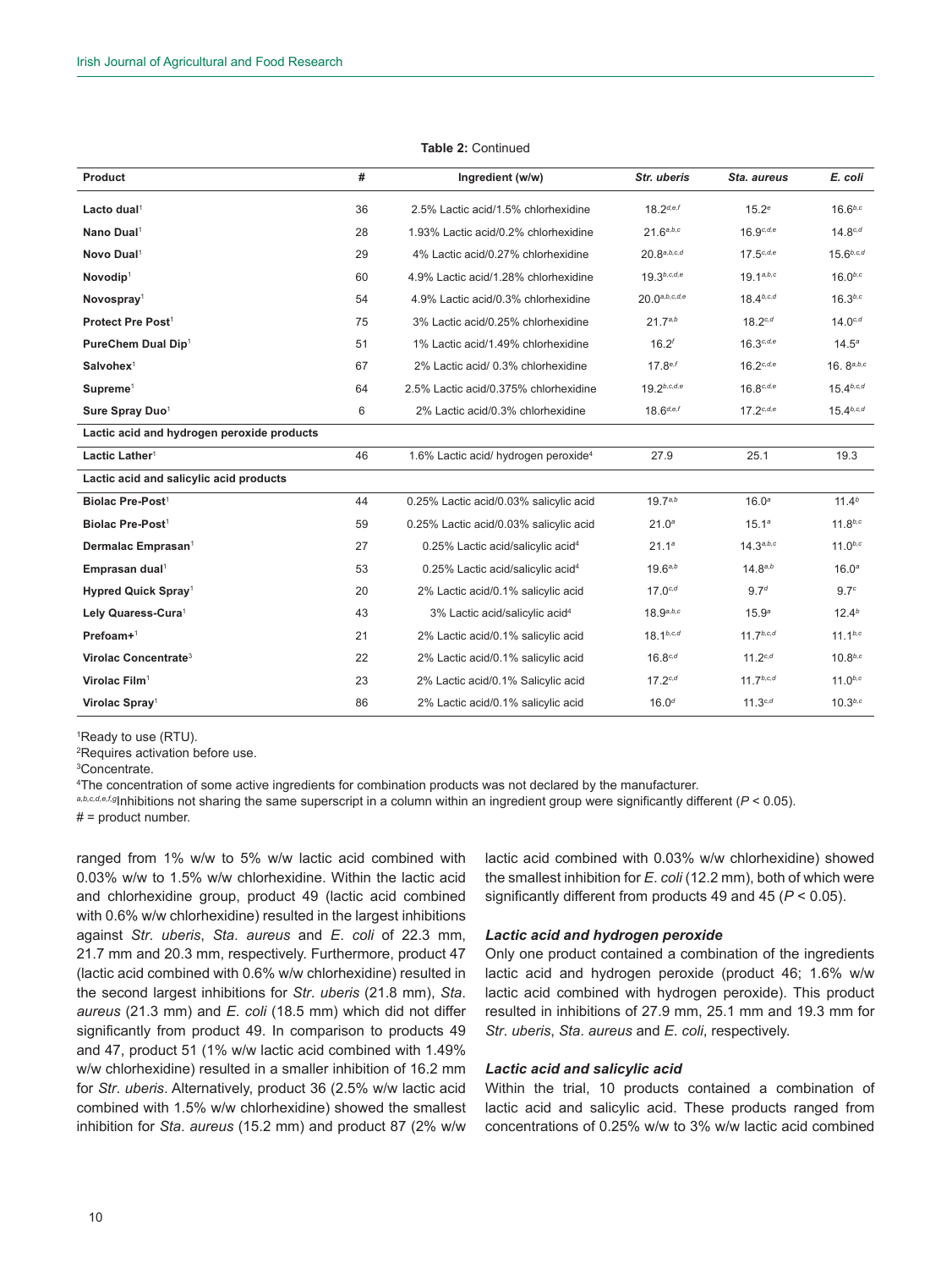**Table 2:** Continued

| Product | # | Ingredient (w/w) | *Str. uberis* | *Sta. aureus* | *E. coli* |
|---|---|---|---|---|---|
| **Lacto dual**[1] | 36 | 2.5% Lactic acid/1.5% chlorhexidine | $18.2^{d,e,f}$ | $15.2^{e}$ | $16.6^{b,c}$ |
| **Nano Dual**[1] | 28 | 1.93% Lactic acid/0.2% chlorhexidine | $21.6^{a,b,c}$ | $16.9^{c,d,e}$ | $14.8^{c,d}$ |
| **Novo Dual**[1] | 29 | 4% Lactic acid/0.27% chlorhexidine | $20.8^{a,b,c,d}$ | $17.5^{c,d,e}$ | $15.6^{b,c,d}$ |
| **Novodip**[1] | 60 | 4.9% Lactic acid/1.28% chlorhexidine | $19.3^{b,c,d,e}$ | $19.1^{a,b,c}$ | $16.0^{b,c}$ |
| **Novospray**[1] | 54 | 4.9% Lactic acid/0.3% chlorhexidine | $20.0^{a,b,c,d,e}$ | $18.4^{b,c,d}$ | $16.3^{b,c}$ |
| **Protect Pre Post**[1] | 75 | 3% Lactic acid/0.25% chlorhexidine | $21.7^{a,b}$ | $18.2^{c,d}$ | $14.0^{c,d}$ |
| **PureChem Dual Dip**[1] | 51 | 1% Lactic acid/1.49% chlorhexidine | $16.2^{f}$ | $16.3^{c,d,e}$ | $14.5^{a}$ |
| **Salvohex**[1] | 67 | 2% Lactic acid/ 0.3% chlorhexidine | $17.8^{e,f}$ | $16.2^{c,d,e}$ | $16.8^{a,b,c}$ |
| **Supreme**[1] | 64 | 2.5% Lactic acid/0.375% chlorhexidine | $19.2^{b,c,d,e}$ | $16.8^{c,d,e}$ | $15.4^{b,c,d}$ |
| **Sure Spray Duo**[1] | 6 | 2% Lactic acid/0.3% chlorhexidine | $18.6^{d,e,f}$ | $17.2^{c,d,e}$ | $15.4^{b,c,d}$ |
| **Lactic acid and hydrogen peroxide products** | | | | | |
| **Lactic Lather**[1] | 46 | 1.6% Lactic acid/ hydrogen peroxide[4] | 27.9 | 25.1 | 19.3 |
| **Lactic acid and salicylic acid products** | | | | | |
| **Biolac Pre-Post**[1] | 44 | 0.25% Lactic acid/0.03% salicylic acid | $19.7^{a,b}$ | $16.0^{a}$ | $11.4^{b}$ |
| **Biolac Pre-Post**[1] | 59 | 0.25% Lactic acid/0.03% salicylic acid | $21.0^{a}$ | $15.1^{a}$ | $11.8^{b,c}$ |
| **Dermalac Emprasan**[1] | 27 | 0.25% Lactic acid/salicylic acid[4] | $21.1^{a}$ | $14.3^{a,b,c}$ | $11.0^{b,c}$ |
| **Emprasan dual**[1] | 53 | 0.25% Lactic acid/salicylic acid[4] | $19.6^{a,b}$ | $14.8^{a,b}$ | $16.0^{a}$ |
| **Hypred Quick Spray**[1] | 20 | 2% Lactic acid/0.1% salicylic acid | $17.0^{c,d}$ | $9.7^{d}$ | $9.7^{c}$ |
| **Lely Quaress-Cura**[1] | 43 | 3% Lactic acid/salicylic acid[4] | $18.9^{a,b,c}$ | $15.9^{a}$ | $12.4^{b}$ |
| **Prefoam+**[1] | 21 | 2% Lactic acid/0.1% salicylic acid | $18.1^{b,c,d}$ | $11.7^{b,c,d}$ | $11.1^{b,c}$ |
| **Virolac Concentrate**[3] | 22 | 2% Lactic acid/0.1% salicylic acid | $16.8^{c,d}$ | $11.2^{c,d}$ | $10.8^{b,c}$ |
| **Virolac Film**[1] | 23 | 2% Lactic acid/0.1% Salicylic acid | $17.2^{c,d}$ | $11.7^{b,c,d}$ | $11.0^{b,c}$ |
| **Virolac Spray**[1] | 86 | 2% Lactic acid/0.1% salicylic acid | $16.0^{d}$ | $11.3^{c,d}$ | $10.3^{b,c}$ |

[1]Ready to use (RTU).
[2]Requires activation before use.
[3]Concentrate.
[4]The concentration of some active ingredients for combination products was not declared by the manufacturer.
[a,b,c,d,e,f,g]Inhibitions not sharing the same superscript in a column within an ingredient group were significantly different ($P < 0.05$).
# = product number.

ranged from 1% w/w to 5% w/w lactic acid combined with 0.03% w/w to 1.5% w/w chlorhexidine. Within the lactic acid and chlorhexidine group, product 49 (lactic acid combined with 0.6% w/w chlorhexidine) resulted in the largest inhibitions against *Str. uberis*, *Sta. aureus* and *E. coli* of 22.3 mm, 21.7 mm and 20.3 mm, respectively. Furthermore, product 47 (lactic acid combined with 0.6% w/w chlorhexidine) resulted in the second largest inhibitions for *Str. uberis* (21.8 mm), *Sta. aureus* (21.3 mm) and *E. coli* (18.5 mm) which did not differ significantly from product 49. In comparison to products 49 and 47, product 51 (1% w/w lactic acid combined with 1.49% w/w chlorhexidine) resulted in a smaller inhibition of 16.2 mm for *Str. uberis*. Alternatively, product 36 (2.5% w/w lactic acid combined with 1.5% w/w chlorhexidine) showed the smallest inhibition for *Sta. aureus* (15.2 mm) and product 87 (2% w/w lactic acid combined with 0.03% w/w chlorhexidine) showed the smallest inhibition for *E. coli* (12.2 mm), both of which were significantly different from products 49 and 45 ($P < 0.05$).

### *Lactic acid and hydrogen peroxide*

Only one product contained a combination of the ingredients lactic acid and hydrogen peroxide (product 46; 1.6% w/w lactic acid combined with hydrogen peroxide). This product resulted in inhibitions of 27.9 mm, 25.1 mm and 19.3 mm for *Str. uberis*, *Sta. aureus* and *E. coli*, respectively.

### *Lactic acid and salicylic acid*

Within the trial, 10 products contained a combination of lactic acid and salicylic acid. These products ranged from concentrations of 0.25% w/w to 3% w/w lactic acid combined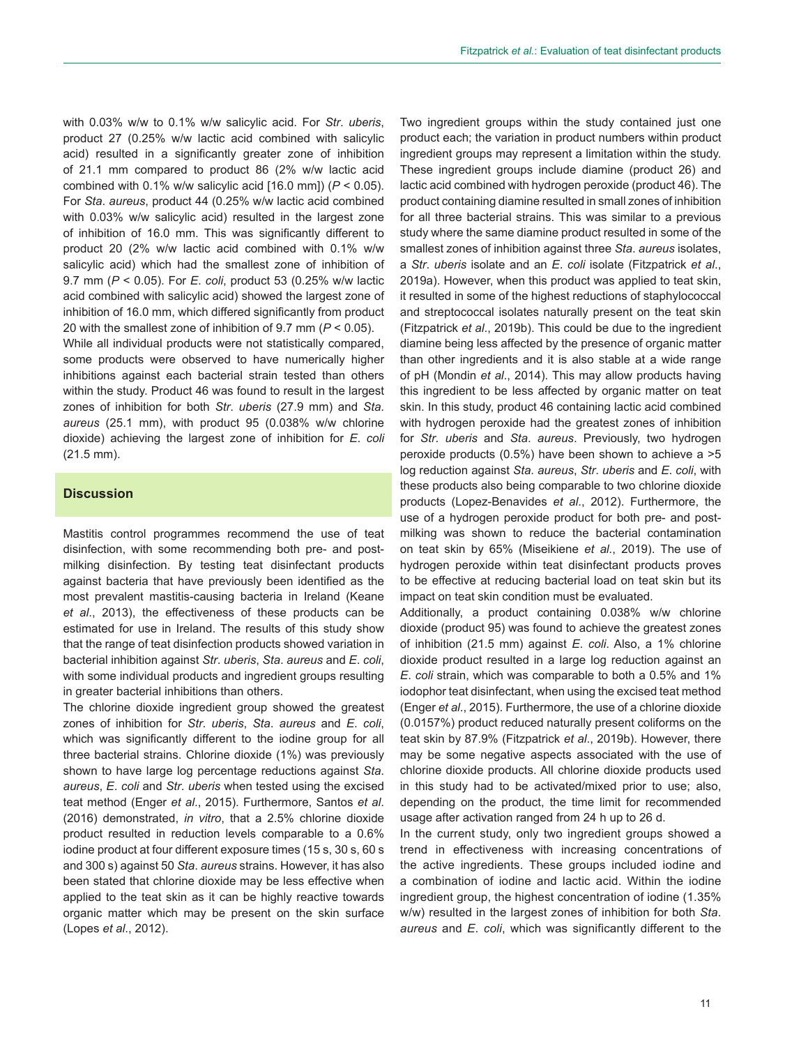with 0.03% w/w to 0.1% w/w salicylic acid. For *Str*. *uberis*, product 27 (0.25% w/w lactic acid combined with salicylic acid) resulted in a significantly greater zone of inhibition of 21.1 mm compared to product 86 (2% w/w lactic acid combined with 0.1% w/w salicylic acid [16.0 mm]) ($P < 0.05$). For *Sta*. *aureus*, product 44 (0.25% w/w lactic acid combined with 0.03% w/w salicylic acid) resulted in the largest zone of inhibition of 16.0 mm. This was significantly different to product 20 (2% w/w lactic acid combined with 0.1% w/w salicylic acid) which had the smallest zone of inhibition of 9.7 mm ($P < 0.05$). For *E*. *coli*, product 53 (0.25% w/w lactic acid combined with salicylic acid) showed the largest zone of inhibition of 16.0 mm, which differed significantly from product 20 with the smallest zone of inhibition of 9.7 mm ($P < 0.05$).

While all individual products were not statistically compared, some products were observed to have numerically higher inhibitions against each bacterial strain tested than others within the study. Product 46 was found to result in the largest zones of inhibition for both *Str*. *uberis* (27.9 mm) and *Sta*. *aureus* (25.1 mm), with product 95 (0.038% w/w chlorine dioxide) achieving the largest zone of inhibition for *E*. *coli* (21.5 mm).

## Discussion

Mastitis control programmes recommend the use of teat disinfection, with some recommending both pre- and post-milking disinfection. By testing teat disinfectant products against bacteria that have previously been identified as the most prevalent mastitis-causing bacteria in Ireland (Keane *et al*., 2013), the effectiveness of these products can be estimated for use in Ireland. The results of this study show that the range of teat disinfection products showed variation in bacterial inhibition against *Str*. *uberis*, *Sta*. *aureus* and *E*. *coli*, with some individual products and ingredient groups resulting in greater bacterial inhibitions than others.

The chlorine dioxide ingredient group showed the greatest zones of inhibition for *Str*. *uberis*, *Sta*. *aureus* and *E*. *coli*, which was significantly different to the iodine group for all three bacterial strains. Chlorine dioxide (1%) was previously shown to have large log percentage reductions against *Sta*. *aureus*, *E*. *coli* and *Str*. *uberis* when tested using the excised teat method (Enger *et al*., 2015). Furthermore, Santos *et al*. (2016) demonstrated, *in vitro*, that a 2.5% chlorine dioxide product resulted in reduction levels comparable to a 0.6% iodine product at four different exposure times (15 s, 30 s, 60 s and 300 s) against 50 *Sta*. *aureus* strains. However, it has also been stated that chlorine dioxide may be less effective when applied to the teat skin as it can be highly reactive towards organic matter which may be present on the skin surface (Lopes *et al*., 2012).

Two ingredient groups within the study contained just one product each; the variation in product numbers within product ingredient groups may represent a limitation within the study. These ingredient groups include diamine (product 26) and lactic acid combined with hydrogen peroxide (product 46). The product containing diamine resulted in small zones of inhibition for all three bacterial strains. This was similar to a previous study where the same diamine product resulted in some of the smallest zones of inhibition against three *Sta*. *aureus* isolates, a *Str*. *uberis* isolate and an *E*. *coli* isolate (Fitzpatrick *et al*., 2019a). However, when this product was applied to teat skin, it resulted in some of the highest reductions of staphylococcal and streptococcal isolates naturally present on the teat skin (Fitzpatrick *et al*., 2019b). This could be due to the ingredient diamine being less affected by the presence of organic matter than other ingredients and it is also stable at a wide range of pH (Mondin *et al*., 2014). This may allow products having this ingredient to be less affected by organic matter on teat skin. In this study, product 46 containing lactic acid combined with hydrogen peroxide had the greatest zones of inhibition for *Str*. *uberis* and *Sta*. *aureus*. Previously, two hydrogen peroxide products (0.5%) have been shown to achieve a >5 log reduction against *Sta*. *aureus*, *Str*. *uberis* and *E*. *coli*, with these products also being comparable to two chlorine dioxide products (Lopez-Benavides *et al*., 2012). Furthermore, the use of a hydrogen peroxide product for both pre- and post-milking was shown to reduce the bacterial contamination on teat skin by 65% (Miseikiene *et al*., 2019). The use of hydrogen peroxide within teat disinfectant products proves to be effective at reducing bacterial load on teat skin but its impact on teat skin condition must be evaluated.

Additionally, a product containing 0.038% w/w chlorine dioxide (product 95) was found to achieve the greatest zones of inhibition (21.5 mm) against *E*. *coli*. Also, a 1% chlorine dioxide product resulted in a large log reduction against an *E*. *coli* strain, which was comparable to both a 0.5% and 1% iodophor teat disinfectant, when using the excised teat method (Enger *et al*., 2015). Furthermore, the use of a chlorine dioxide (0.0157%) product reduced naturally present coliforms on the teat skin by 87.9% (Fitzpatrick *et al*., 2019b). However, there may be some negative aspects associated with the use of chlorine dioxide products. All chlorine dioxide products used in this study had to be activated/mixed prior to use; also, depending on the product, the time limit for recommended usage after activation ranged from 24 h up to 26 d.

In the current study, only two ingredient groups showed a trend in effectiveness with increasing concentrations of the active ingredients. These groups included iodine and a combination of iodine and lactic acid. Within the iodine ingredient group, the highest concentration of iodine (1.35% w/w) resulted in the largest zones of inhibition for both *Sta*. *aureus* and *E*. *coli*, which was significantly different to the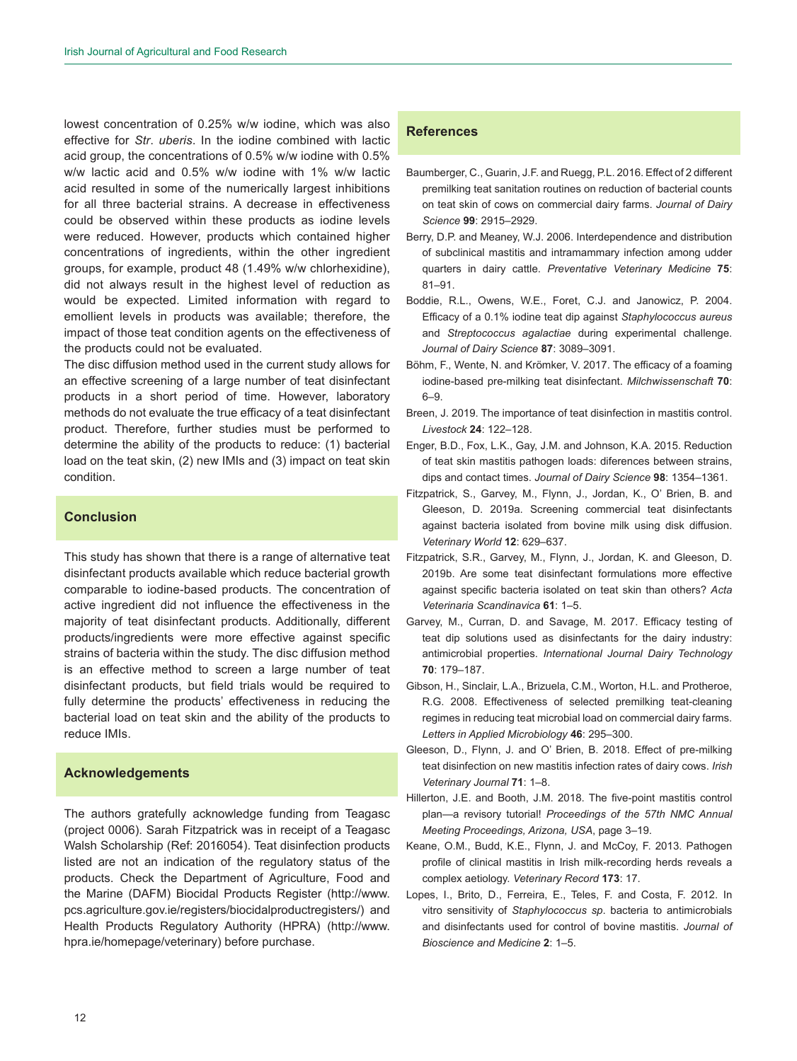lowest concentration of 0.25% w/w iodine, which was also effective for *Str*. *uberis*. In the iodine combined with lactic acid group, the concentrations of 0.5% w/w iodine with 0.5% w/w lactic acid and 0.5% w/w iodine with 1% w/w lactic acid resulted in some of the numerically largest inhibitions for all three bacterial strains. A decrease in effectiveness could be observed within these products as iodine levels were reduced. However, products which contained higher concentrations of ingredients, within the other ingredient groups, for example, product 48 (1.49% w/w chlorhexidine), did not always result in the highest level of reduction as would be expected. Limited information with regard to emollient levels in products was available; therefore, the impact of those teat condition agents on the effectiveness of the products could not be evaluated.

The disc diffusion method used in the current study allows for an effective screening of a large number of teat disinfectant products in a short period of time. However, laboratory methods do not evaluate the true efficacy of a teat disinfectant product. Therefore, further studies must be performed to determine the ability of the products to reduce: (1) bacterial load on the teat skin, (2) new IMIs and (3) impact on teat skin condition.

## Conclusion

This study has shown that there is a range of alternative teat disinfectant products available which reduce bacterial growth comparable to iodine-based products. The concentration of active ingredient did not influence the effectiveness in the majority of teat disinfectant products. Additionally, different products/ingredients were more effective against specific strains of bacteria within the study. The disc diffusion method is an effective method to screen a large number of teat disinfectant products, but field trials would be required to fully determine the products' effectiveness in reducing the bacterial load on teat skin and the ability of the products to reduce IMIs.

## Acknowledgements

The authors gratefully acknowledge funding from Teagasc (project 0006). Sarah Fitzpatrick was in receipt of a Teagasc Walsh Scholarship (Ref: 2016054). Teat disinfection products listed are not an indication of the regulatory status of the products. Check the Department of Agriculture, Food and the Marine (DAFM) Biocidal Products Register (http://www.pcs.agriculture.gov.ie/registers/biocidalproductregisters/) and Health Products Regulatory Authority (HPRA) (http://www.hpra.ie/homepage/veterinary) before purchase.

## References

Baumberger, C., Guarin, J.F. and Ruegg, P.L. 2016. Effect of 2 different premilking teat sanitation routines on reduction of bacterial counts on teat skin of cows on commercial dairy farms. *Journal of Dairy Science* **99**: 2915–2929.

Berry, D.P. and Meaney, W.J. 2006. Interdependence and distribution of subclinical mastitis and intramammary infection among udder quarters in dairy cattle. *Preventative Veterinary Medicine* **75**: 81–91.

Boddie, R.L., Owens, W.E., Foret, C.J. and Janowicz, P. 2004. Efficacy of a 0.1% iodine teat dip against *Staphylococcus aureus* and *Streptococcus agalactiae* during experimental challenge. *Journal of Dairy Science* **87**: 3089–3091.

Böhm, F., Wente, N. and Krömker, V. 2017. The efficacy of a foaming iodine-based pre-milking teat disinfectant. *Milchwissenschaft* **70**: 6–9.

Breen, J. 2019. The importance of teat disinfection in mastitis control. *Livestock* **24**: 122–128.

Enger, B.D., Fox, L.K., Gay, J.M. and Johnson, K.A. 2015. Reduction of teat skin mastitis pathogen loads: diferences between strains, dips and contact times. *Journal of Dairy Science* **98**: 1354–1361.

Fitzpatrick, S., Garvey, M., Flynn, J., Jordan, K., O' Brien, B. and Gleeson, D. 2019a. Screening commercial teat disinfectants against bacteria isolated from bovine milk using disk diffusion. *Veterinary World* **12**: 629–637.

Fitzpatrick, S.R., Garvey, M., Flynn, J., Jordan, K. and Gleeson, D. 2019b. Are some teat disinfectant formulations more effective against specific bacteria isolated on teat skin than others? *Acta Veterinaria Scandinavica* **61**: 1–5.

Garvey, M., Curran, D. and Savage, M. 2017. Efficacy testing of teat dip solutions used as disinfectants for the dairy industry: antimicrobial properties. *International Journal Dairy Technology* **70**: 179–187.

Gibson, H., Sinclair, L.A., Brizuela, C.M., Worton, H.L. and Protheroe, R.G. 2008. Effectiveness of selected premilking teat-cleaning regimes in reducing teat microbial load on commercial dairy farms. *Letters in Applied Microbiology* **46**: 295–300.

Gleeson, D., Flynn, J. and O' Brien, B. 2018. Effect of pre-milking teat disinfection on new mastitis infection rates of dairy cows. *Irish Veterinary Journal* **71**: 1–8.

Hillerton, J.E. and Booth, J.M. 2018. The five-point mastitis control plan—a revisory tutorial! *Proceedings of the 57th NMC Annual Meeting Proceedings, Arizona, USA*, page 3–19.

Keane, O.M., Budd, K.E., Flynn, J. and McCoy, F. 2013. Pathogen profile of clinical mastitis in Irish milk-recording herds reveals a complex aetiology. *Veterinary Record* **173**: 17.

Lopes, I., Brito, D., Ferreira, E., Teles, F. and Costa, F. 2012. In vitro sensitivity of *Staphylococcus sp*. bacteria to antimicrobials and disinfectants used for control of bovine mastitis. *Journal of Bioscience and Medicine* **2**: 1–5.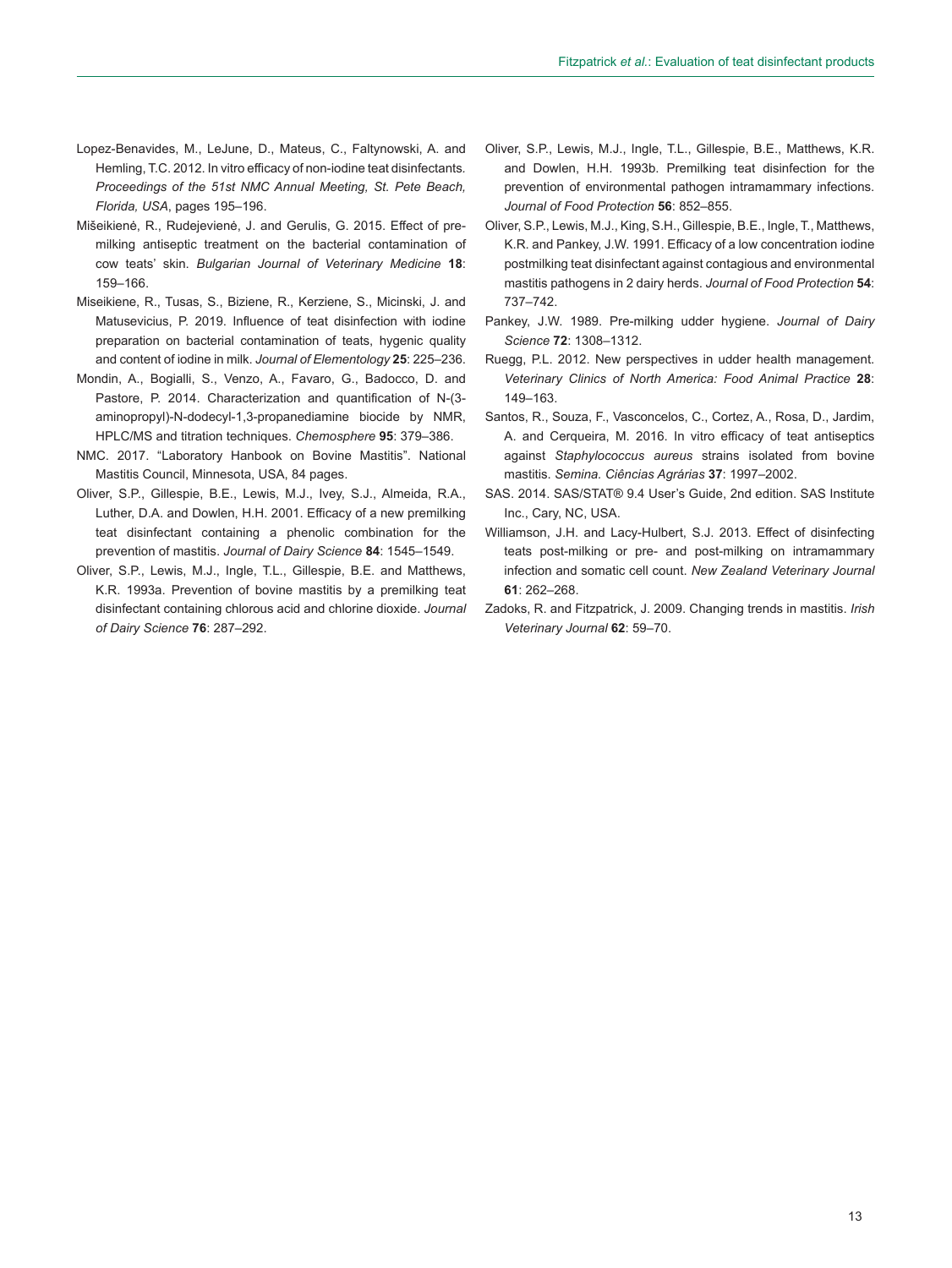Lopez-Benavides, M., LeJune, D., Mateus, C., Faltynowski, A. and Hemling, T.C. 2012. In vitro efficacy of non-iodine teat disinfectants. *Proceedings of the 51st NMC Annual Meeting, St. Pete Beach, Florida, USA*, pages 195–196.

Mišeikienė, R., Rudejevienė, J. and Gerulis, G. 2015. Effect of pre-milking antiseptic treatment on the bacterial contamination of cow teats' skin. *Bulgarian Journal of Veterinary Medicine* **18**: 159–166.

Miseikiene, R., Tusas, S., Biziene, R., Kerziene, S., Micinski, J. and Matusevicius, P. 2019. Influence of teat disinfection with iodine preparation on bacterial contamination of teats, hygenic quality and content of iodine in milk. *Journal of Elementology* **25**: 225–236.

Mondin, A., Bogialli, S., Venzo, A., Favaro, G., Badocco, D. and Pastore, P. 2014. Characterization and quantification of N-(3-aminopropyl)-N-dodecyl-1,3-propanediamine biocide by NMR, HPLC/MS and titration techniques. *Chemosphere* **95**: 379–386.

NMC. 2017. "Laboratory Hanbook on Bovine Mastitis". National Mastitis Council, Minnesota, USA, 84 pages.

Oliver, S.P., Gillespie, B.E., Lewis, M.J., Ivey, S.J., Almeida, R.A., Luther, D.A. and Dowlen, H.H. 2001. Efficacy of a new premilking teat disinfectant containing a phenolic combination for the prevention of mastitis. *Journal of Dairy Science* **84**: 1545–1549.

Oliver, S.P., Lewis, M.J., Ingle, T.L., Gillespie, B.E. and Matthews, K.R. 1993a. Prevention of bovine mastitis by a premilking teat disinfectant containing chlorous acid and chlorine dioxide. *Journal of Dairy Science* **76**: 287–292.

Oliver, S.P., Lewis, M.J., Ingle, T.L., Gillespie, B.E., Matthews, K.R. and Dowlen, H.H. 1993b. Premilking teat disinfection for the prevention of environmental pathogen intramammary infections. *Journal of Food Protection* **56**: 852–855.

Oliver, S.P., Lewis, M.J., King, S.H., Gillespie, B.E., Ingle, T., Matthews, K.R. and Pankey, J.W. 1991. Efficacy of a low concentration iodine postmilking teat disinfectant against contagious and environmental mastitis pathogens in 2 dairy herds. *Journal of Food Protection* **54**: 737–742.

Pankey, J.W. 1989. Pre-milking udder hygiene. *Journal of Dairy Science* **72**: 1308–1312.

Ruegg, P.L. 2012. New perspectives in udder health management. *Veterinary Clinics of North America: Food Animal Practice* **28**: 149–163.

Santos, R., Souza, F., Vasconcelos, C., Cortez, A., Rosa, D., Jardim, A. and Cerqueira, M. 2016. In vitro efficacy of teat antiseptics against *Staphylococcus aureus* strains isolated from bovine mastitis. *Semina. Ciências Agrárias* **37**: 1997–2002.

SAS. 2014. SAS/STAT® 9.4 User's Guide, 2nd edition. SAS Institute Inc., Cary, NC, USA.

Williamson, J.H. and Lacy-Hulbert, S.J. 2013. Effect of disinfecting teats post-milking or pre- and post-milking on intramammary infection and somatic cell count. *New Zealand Veterinary Journal* **61**: 262–268.

Zadoks, R. and Fitzpatrick, J. 2009. Changing trends in mastitis. *Irish Veterinary Journal* **62**: 59–70.